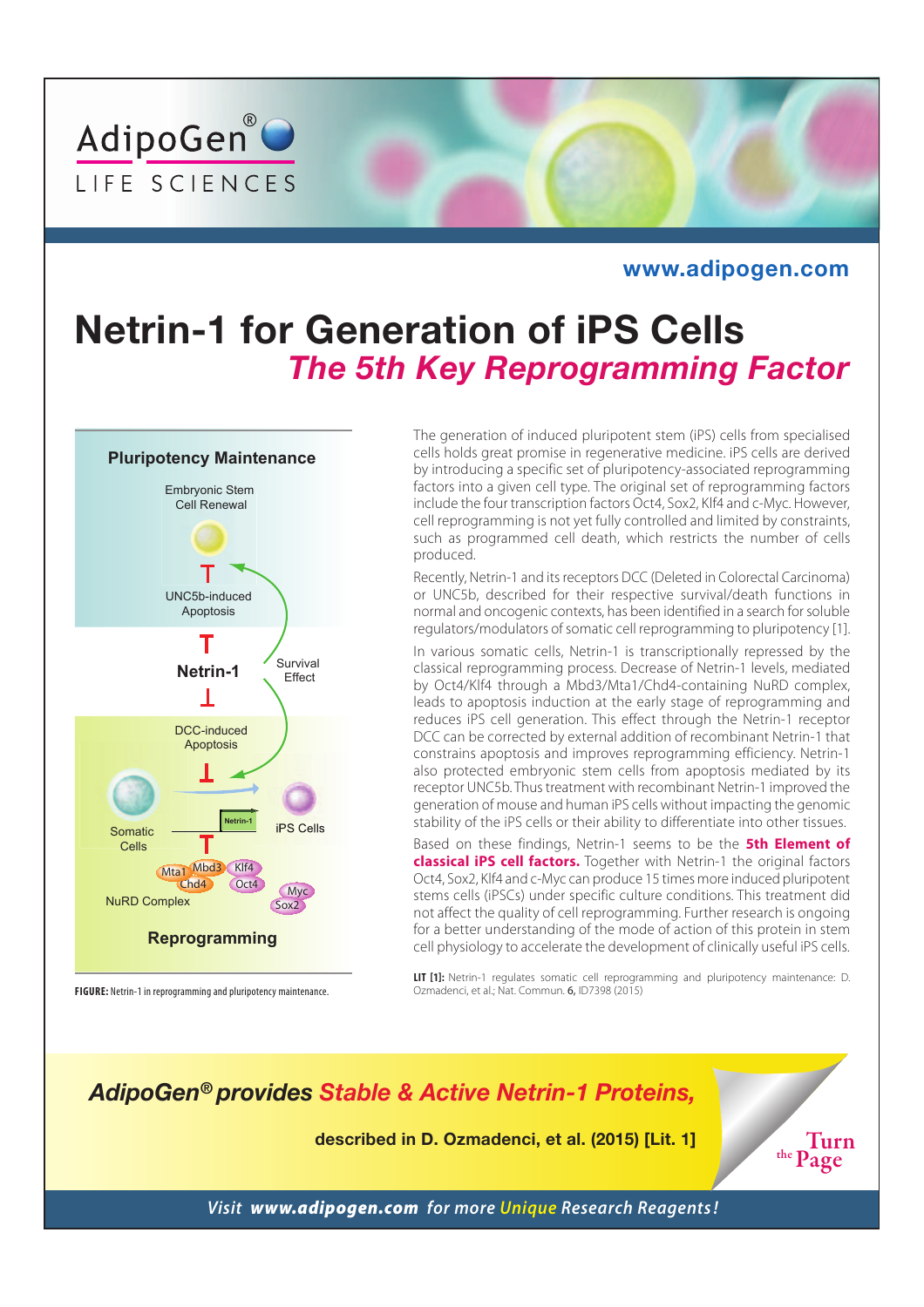AdipoGen® LIFE SCIENCES

www.adipogen.com

# Netrin-1 for Generation of iPS Cells

## *The 5th Key Reprogramming Factor*

FIGURE: Netrin-1 in reprogramming and pluripotency maintenance.

The generation of induced pluripotent stem (iPS) cells from specialised cells holds great promise in regenerative medicine. iPS cells are derived by introducing a specific set of pluripotency-associated reprogramming factors into a given cell type. The original set of reprogramming factors include the four transcription factors Oct4, Sox2, Klf4 and c-Myc. However, cell reprogramming is not yet fully controlled and limited by constraints, such as programmed cell death, which restricts the number of cells produced.

Recently, Netrin-1 and its receptors DCC (Deleted in Colorectal Carcinoma) or UNC5b, described for their respective survival/death functions in normal and oncogenic contexts, has been identified in a search for soluble regulators/modulators of somatic cell reprogramming to pluripotency [1].

In various somatic cells, Netrin-1 is transcriptionally repressed by the classical reprogramming process. Decrease of Netrin-1 levels, mediated by Oct4/Klf4 through a Mbd3/Mta1/Chd4-containing NuRD complex, leads to apoptosis induction at the early stage of reprogramming and reduces iPS cell generation. This effect through the Netrin-1 receptor DCC can be corrected by external addition of recombinant Netrin-1 that constrains apoptosis and improves reprogramming efficiency. Netrin-1 also protected embryonic stem cells from apoptosis mediated by its receptor UNC5b. Thus treatment with recombinant Netrin-1 improved the generation of mouse and human iPS cells without impacting the genomic stability of the iPS cells or their ability to differentiate into other tissues.

Based on these findings, Netrin-1 seems to be the **5th Element of classical iPS cell factors.** Together with Netrin-1 the original factors Oct4, Sox2, Klf4 and c-Myc can produce 15 times more induced pluripotent stems cells (iPSCs) under specific culture conditions. This treatment did not affect the quality of cell reprogramming. Further research is ongoing for a better understanding of the mode of action of this protein in stem cell physiology to accelerate the development of clinically useful iPS cells.

**LIT [1]:** Netrin-1 regulates somatic cell reprogramming and pluripotency maintenance: D. Ozmadenci, et al.; Nat. Commun. **6,** ID7398 (2015)

***AdipoGen® provides Stable & Active Netrin-1 Proteins,***

**described in D. Ozmadenci, et al. (2015) [Lit. 1]**

Turn the Page

*Visit **www.adipogen.com** for more Unique Research Reagents!*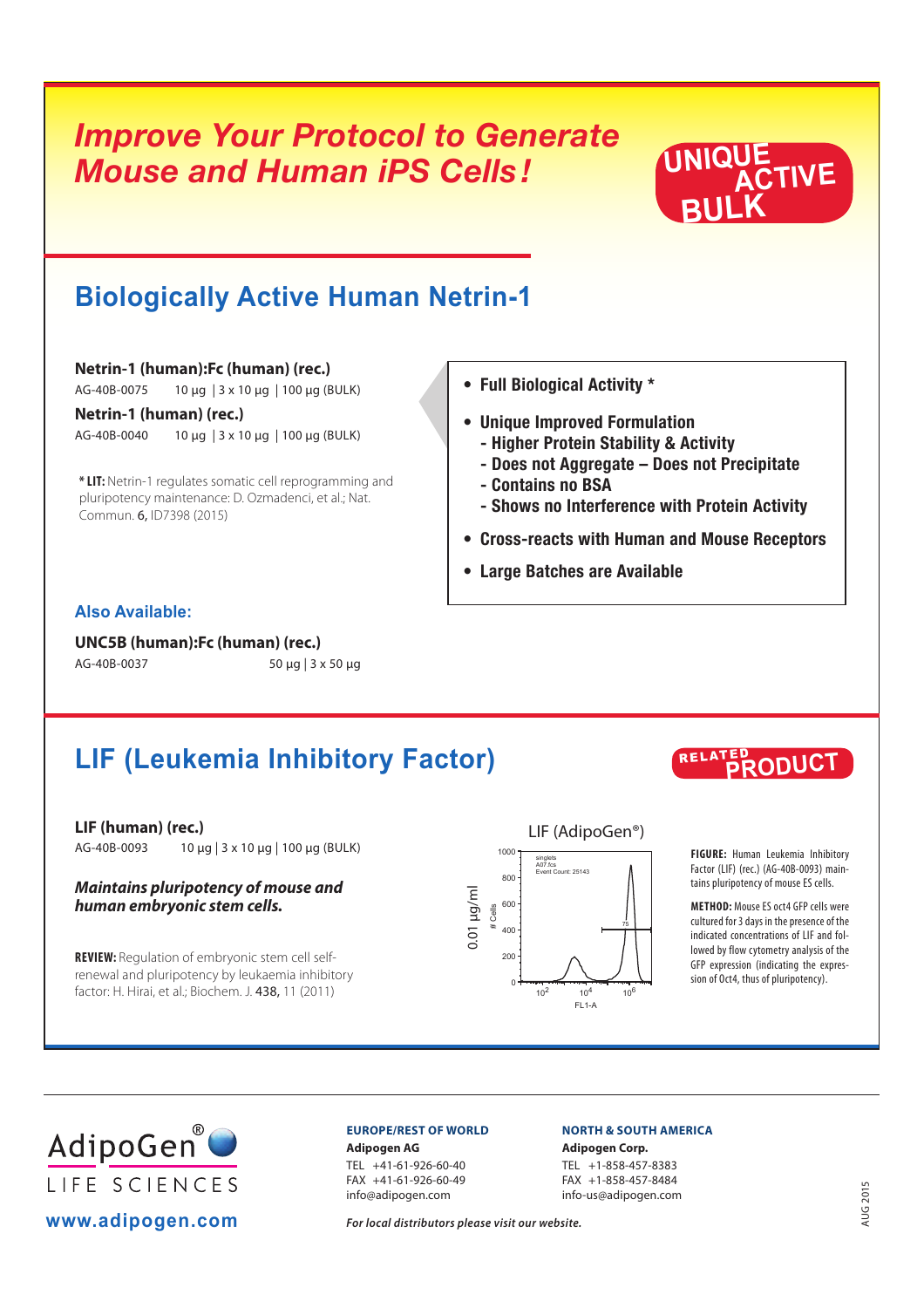# Improve Your Protocol to Generate Mouse and Human iPS Cells!

UNIQUE ACTIVE BULK

## Biologically Active Human Netrin-1

**Netrin-1 (human):Fc (human) (rec.)**
AG-40B-0075 10 µg | 3 x 10 µg | 100 µg (BULK)

**Netrin-1 (human) (rec.)**
AG-40B-0040 10 µg | 3 x 10 µg | 100 µg (BULK)

**\* LIT:** Netrin-1 regulates somatic cell reprogramming and pluripotency maintenance: D. Ozmadenci, et al.; Nat. Commun. **6,** ID7398 (2015)

- **Full Biological Activity \***
- **Unique Improved Formulation**
  - **Higher Protein Stability & Activity**
  - **Does not Aggregate – Does not Precipitate**
  - **Contains no BSA**
  - **Shows no Interference with Protein Activity**
- **Cross-reacts with Human and Mouse Receptors**
- **Large Batches are Available**

### Also Available:

**UNC5B (human):Fc (human) (rec.)**
AG-40B-0037 50 µg | 3 x 50 µg

## LIF (Leukemia Inhibitory Factor)

RELATED PRODUCT

**LIF (human) (rec.)**
AG-40B-0093 10 µg | 3 x 10 µg | 100 µg (BULK)

***Maintains pluripotency of mouse and human embryonic stem cells.***

**REVIEW:** Regulation of embryonic stem cell self-renewal and pluripotency by leukaemia inhibitory factor: H. Hirai, et al.; Biochem. J. **438,** 11 (2011)

LIF (AdipoGen®)
0.01 µg/ml
singlets
A07.fcs
Event Count: 25143
# Cells
1000
800
600
400
200
0
75
$10^2$
$10^4$
$10^6$
FL1-A

**FIGURE:** Human Leukemia Inhibitory Factor (LIF) (rec.) (AG-40B-0093) maintains pluripotency of mouse ES cells.

**METHOD:** Mouse ES oct4 GFP cells were cultured for 3 days in the presence of the indicated concentrations of LIF and followed by flow cytometry analysis of the GFP expression (indicating the expression of Oct4, thus of pluripotency).

AdipoGen® LIFE SCIENCES
www.adipogen.com

**EUROPE/REST OF WORLD**
**Adipogen AG**
TEL +41-61-926-60-40
FAX +41-61-926-60-49
info@adipogen.com

**NORTH & SOUTH AMERICA**
**Adipogen Corp.**
TEL +1-858-457-8383
FAX +1-858-457-8484
info-us@adipogen.com

*For local distributors please visit our website.*

AUG 2015